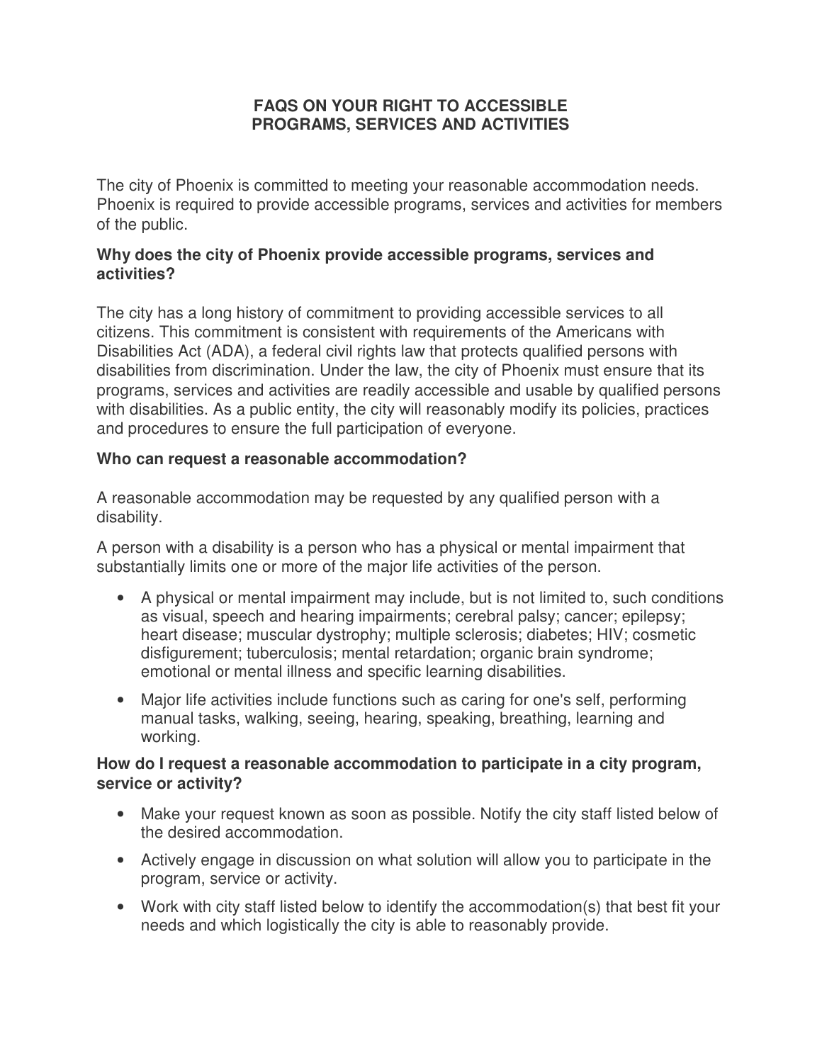# FAQS ON YOUR RIGHT TO ACCESSIBLE PROGRAMS, SERVICES AND ACTIVITIES

The city of Phoenix is committed to meeting your reasonable accommodation needs. Phoenix is required to provide accessible programs, services and activities for members of the public.

### Why does the city of Phoenix provide accessible programs, services and activities?

The city has a long history of commitment to providing accessible services to all citizens. This commitment is consistent with requirements of the Americans with Disabilities Act (ADA), a federal civil rights law that protects qualified persons with disabilities from discrimination. Under the law, the city of Phoenix must ensure that its programs, services and activities are readily accessible and usable by qualified persons with disabilities. As a public entity, the city will reasonably modify its policies, practices and procedures to ensure the full participation of everyone.

### Who can request a reasonable accommodation?

A reasonable accommodation may be requested by any qualified person with a disability.

A person with a disability is a person who has a physical or mental impairment that substantially limits one or more of the major life activities of the person.

- A physical or mental impairment may include, but is not limited to, such conditions as visual, speech and hearing impairments; cerebral palsy; cancer; epilepsy; heart disease; muscular dystrophy; multiple sclerosis; diabetes; HIV; cosmetic disfigurement; tuberculosis; mental retardation; organic brain syndrome; emotional or mental illness and specific learning disabilities.
- Major life activities include functions such as caring for one's self, performing manual tasks, walking, seeing, hearing, speaking, breathing, learning and working.

### How do I request a reasonable accommodation to participate in a city program, service or activity?

- Make your request known as soon as possible. Notify the city staff listed below of the desired accommodation.
- Actively engage in discussion on what solution will allow you to participate in the program, service or activity.
- Work with city staff listed below to identify the accommodation(s) that best fit your needs and which logistically the city is able to reasonably provide.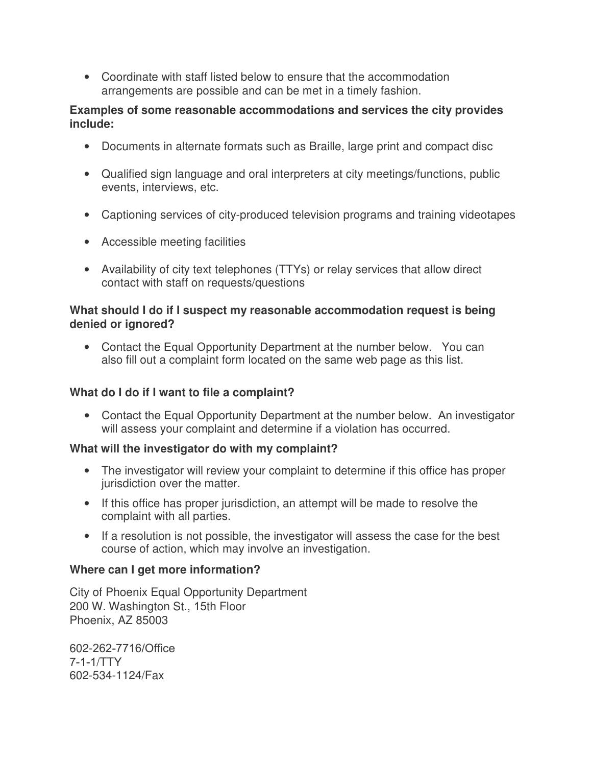- Coordinate with staff listed below to ensure that the accommodation arrangements are possible and can be met in a timely fashion.

**Examples of some reasonable accommodations and services the city provides include:**

- Documents in alternate formats such as Braille, large print and compact disc
- Qualified sign language and oral interpreters at city meetings/functions, public events, interviews, etc.
- Captioning services of city-produced television programs and training videotapes
- Accessible meeting facilities
- Availability of city text telephones (TTYs) or relay services that allow direct contact with staff on requests/questions

**What should I do if I suspect my reasonable accommodation request is being denied or ignored?**

- Contact the Equal Opportunity Department at the number below. You can also fill out a complaint form located on the same web page as this list.

**What do I do if I want to file a complaint?**

- Contact the Equal Opportunity Department at the number below. An investigator will assess your complaint and determine if a violation has occurred.

**What will the investigator do with my complaint?**

- The investigator will review your complaint to determine if this office has proper jurisdiction over the matter.
- If this office has proper jurisdiction, an attempt will be made to resolve the complaint with all parties.
- If a resolution is not possible, the investigator will assess the case for the best course of action, which may involve an investigation.

**Where can I get more information?**

City of Phoenix Equal Opportunity Department
200 W. Washington St., 15th Floor
Phoenix, AZ 85003

602-262-7716/Office
7-1-1/TTY
602-534-1124/Fax